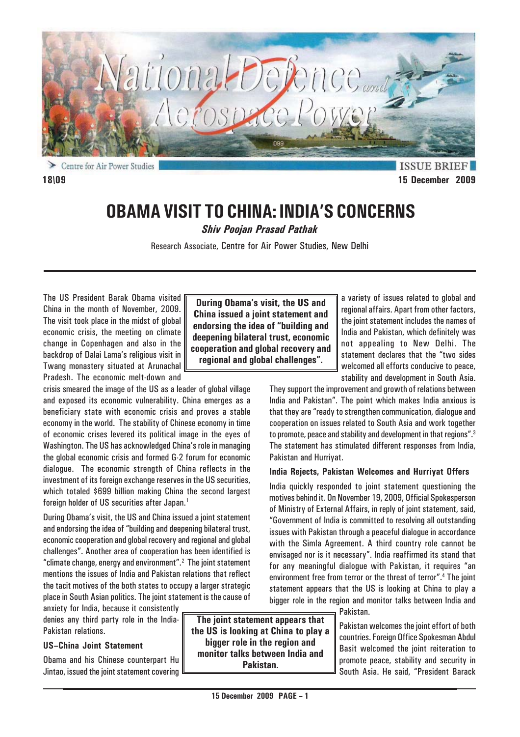# OBAMA VISIT TO CHINA: INDIA'S CONCERNS

***Shiv Poojan Prasad Pathak***

Research Associate, Centre for Air Power Studies, New Delhi

18\09 — 15 December 2009 — ISSUE BRIEF

The US President Barak Obama visited China in the month of November, 2009. The visit took place in the midst of global economic crisis, the meeting on climate change in Copenhagen and also in the backdrop of Dalai Lama's religious visit in Twang monastery situated at Arunachal Pradesh. The economic melt-down and crisis smeared the image of the US as a leader of global village and exposed its economic vulnerability. China emerges as a beneficiary state with economic crisis and proves a stable economy in the world. The stability of Chinese economy in time of economic crises levered its political image in the eyes of Washington. The US has acknowledged China's role in managing the global economic crisis and formed G-2 forum for economic dialogue. The economic strength of China reflects in the investment of its foreign exchange reserves in the US securities, which totaled $699 billion making China the second largest foreign holder of US securities after Japan.[1]

**During Obama's visit, the US and China issued a joint statement and endorsing the idea of "building and deepening bilateral trust, economic cooperation and global recovery and regional and global challenges".**

During Obama's visit, the US and China issued a joint statement and endorsing the idea of "building and deepening bilateral trust, economic cooperation and global recovery and regional and global challenges". Another area of cooperation has been identified is "climate change, energy and environment".[2] The joint statement mentions the issues of India and Pakistan relations that reflect the tacit motives of the both states to occupy a larger strategic place in South Asian politics. The joint statement is the cause of anxiety for India, because it consistently denies any third party role in the India-Pakistan relations.

### US–China Joint Statement

Obama and his Chinese counterpart Hu Jintao, issued the joint statement covering a variety of issues related to global and regional affairs. Apart from other factors, the joint statement includes the names of India and Pakistan, which definitely was not appealing to New Delhi. The statement declares that the "two sides welcomed all efforts conducive to peace, stability and development in South Asia. They support the improvement and growth of relations between India and Pakistan". The point which makes India anxious is that they are "ready to strengthen communication, dialogue and cooperation on issues related to South Asia and work together to promote, peace and stability and development in that regions".[3] The statement has stimulated different responses from India, Pakistan and Hurriyat.

### India Rejects, Pakistan Welcomes and Hurriyat Offers

India quickly responded to joint statement questioning the motives behind it. On November 19, 2009, Official Spokesperson of Ministry of External Affairs, in reply of joint statement, said, "Government of India is committed to resolving all outstanding issues with Pakistan through a peaceful dialogue in accordance with the Simla Agreement. A third country role cannot be envisaged nor is it necessary". India reaffirmed its stand that for any meaningful dialogue with Pakistan, it requires "an environment free from terror or the threat of terror".[4] The joint statement appears that the US is looking at China to play a bigger role in the region and monitor talks between India and Pakistan.

**The joint statement appears that the US is looking at China to play a bigger role in the region and monitor talks between India and Pakistan.**

Pakistan welcomes the joint effort of both countries. Foreign Office Spokesman Abdul Basit welcomed the joint reiteration to promote peace, stability and security in South Asia. He said, "President Barack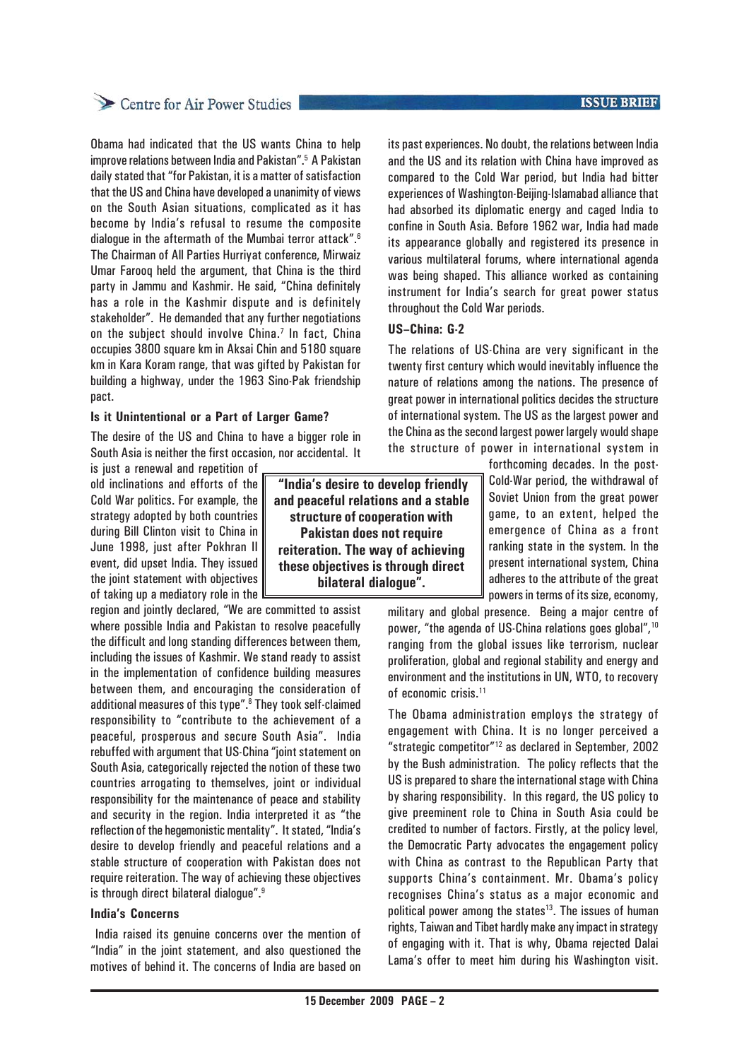Obama had indicated that the US wants China to help improve relations between India and Pakistan".[5] A Pakistan daily stated that "for Pakistan, it is a matter of satisfaction that the US and China have developed a unanimity of views on the South Asian situations, complicated as it has become by India's refusal to resume the composite dialogue in the aftermath of the Mumbai terror attack".[6] The Chairman of All Parties Hurriyat conference, Mirwaiz Umar Farooq held the argument, that China is the third party in Jammu and Kashmir. He said, "China definitely has a role in the Kashmir dispute and is definitely stakeholder". He demanded that any further negotiations on the subject should involve China.[7] In fact, China occupies 3800 square km in Aksai Chin and 5180 square km in Kara Koram range, that was gifted by Pakistan for building a highway, under the 1963 Sino-Pak friendship pact.

#### Is it Unintentional or a Part of Larger Game?

The desire of the US and China to have a bigger role in South Asia is neither the first occasion, nor accidental. It is just a renewal and repetition of old inclinations and efforts of the Cold War politics. For example, the strategy adopted by both countries during Bill Clinton visit to China in June 1998, just after Pokhran II event, did upset India. They issued the joint statement with objectives of taking up a mediatory role in the region and jointly declared, "We are committed to assist where possible India and Pakistan to resolve peacefully the difficult and long standing differences between them, including the issues of Kashmir. We stand ready to assist in the implementation of confidence building measures between them, and encouraging the consideration of additional measures of this type".[8] They took self-claimed responsibility to "contribute to the achievement of a peaceful, prosperous and secure South Asia". India rebuffed with argument that US-China "joint statement on South Asia, categorically rejected the notion of these two countries arrogating to themselves, joint or individual responsibility for the maintenance of peace and stability and security in the region. India interpreted it as "the reflection of the hegemonistic mentality". It stated, "India's desire to develop friendly and peaceful relations and a stable structure of cooperation with Pakistan does not require reiteration. The way of achieving these objectives is through direct bilateral dialogue".[9]

> **"India's desire to develop friendly and peaceful relations and a stable structure of cooperation with Pakistan does not require reiteration. The way of achieving these objectives is through direct bilateral dialogue".**

#### India's Concerns

India raised its genuine concerns over the mention of "India" in the joint statement, and also questioned the motives of behind it. The concerns of India are based on its past experiences. No doubt, the relations between India and the US and its relation with China have improved as compared to the Cold War period, but India had bitter experiences of Washington-Beijing-Islamabad alliance that had absorbed its diplomatic energy and caged India to confine in South Asia. Before 1962 war, India had made its appearance globally and registered its presence in various multilateral forums, where international agenda was being shaped. This alliance worked as containing instrument for India's search for great power status throughout the Cold War periods.

#### US–China: G-2

The relations of US-China are very significant in the twenty first century which would inevitably influence the nature of relations among the nations. The presence of great power in international politics decides the structure of international system. The US as the largest power and the China as the second largest power largely would shape the structure of power in international system in forthcoming decades. In the post-Cold-War period, the withdrawal of Soviet Union from the great power game, to an extent, helped the emergence of China as a front ranking state in the system. In the present international system, China adheres to the attribute of the great powers in terms of its size, economy, military and global presence. Being a major centre of power, "the agenda of US-China relations goes global",[10] ranging from the global issues like terrorism, nuclear proliferation, global and regional stability and energy and environment and the institutions in UN, WTO, to recovery of economic crisis.[11]

The Obama administration employs the strategy of engagement with China. It is no longer perceived a "strategic competitor"[12] as declared in September, 2002 by the Bush administration. The policy reflects that the US is prepared to share the international stage with China by sharing responsibility. In this regard, the US policy to give preeminent role to China in South Asia could be credited to number of factors. Firstly, at the policy level, the Democratic Party advocates the engagement policy with China as contrast to the Republican Party that supports China's containment. Mr. Obama's policy recognises China's status as a major economic and political power among the states[13]. The issues of human rights, Taiwan and Tibet hardly make any impact in strategy of engaging with it. That is why, Obama rejected Dalai Lama's offer to meet him during his Washington visit.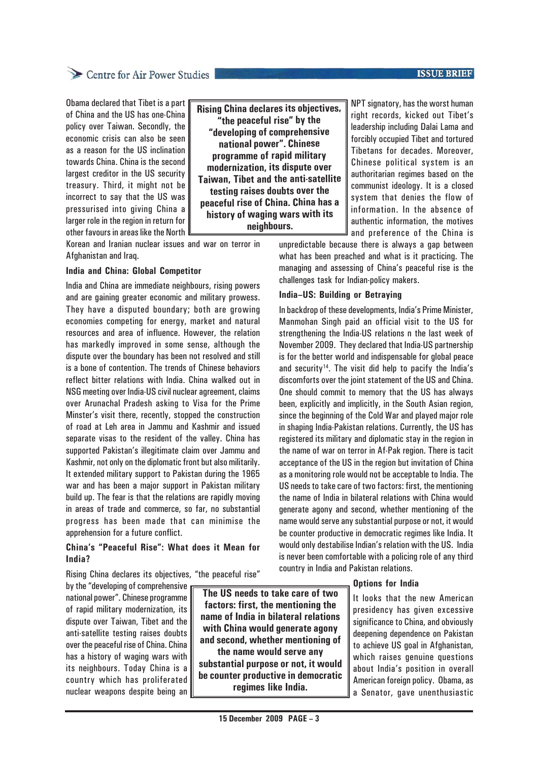Obama declared that Tibet is a part of China and the US has one-China policy over Taiwan. Secondly, the economic crisis can also be seen as a reason for the US inclination towards China. China is the second largest creditor in the US security treasury. Third, it might not be incorrect to say that the US was pressurised into giving China a larger role in the region in return for other favours in areas like the North Korean and Iranian nuclear issues and war on terror in Afghanistan and Iraq.

**Rising China declares its objectives, "the peaceful rise" by the "developing of comprehensive national power". Chinese programme of rapid military modernization, its dispute over Taiwan, Tibet and the anti-satellite testing raises doubts over the peaceful rise of China. China has a history of waging wars with its neighbours.**

### India and China: Global Competitor

India and China are immediate neighbours, rising powers and are gaining greater economic and military prowess. They have a disputed boundary; both are growing economies competing for energy, market and natural resources and area of influence. However, the relation has markedly improved in some sense, although the dispute over the boundary has been not resolved and still is a bone of contention. The trends of Chinese behaviors reflect bitter relations with India. China walked out in NSG meeting over India-US civil nuclear agreement, claims over Arunachal Pradesh asking to Visa for the Prime Minster's visit there, recently, stopped the construction of road at Leh area in Jammu and Kashmir and issued separate visas to the resident of the valley. China has supported Pakistan's illegitimate claim over Jammu and Kashmir, not only on the diplomatic front but also militarily. It extended military support to Pakistan during the 1965 war and has been a major support in Pakistan military build up. The fear is that the relations are rapidly moving in areas of trade and commerce, so far, no substantial progress has been made that can minimise the apprehension for a future conflict.

### China's "Peaceful Rise": What does it Mean for India?

Rising China declares its objectives, "the peaceful rise" by the "developing of comprehensive national power". Chinese programme of rapid military modernization, its dispute over Taiwan, Tibet and the anti-satellite testing raises doubts over the peaceful rise of China. China has a history of waging wars with its neighbours. Today China is a country which has proliferated nuclear weapons despite being an NPT signatory, has the worst human right records, kicked out Tibet's leadership including Dalai Lama and forcibly occupied Tibet and tortured Tibetans for decades. Moreover, Chinese political system is an authoritarian regimes based on the communist ideology. It is a closed system that denies the flow of information. In the absence of authentic information, the motives and preference of the China is unpredictable because there is always a gap between what has been preached and what is it practicing. The managing and assessing of China's peaceful rise is the challenges task for Indian-policy makers.

### India–US: Building or Betraying

In backdrop of these developments, India's Prime Minister, Manmohan Singh paid an official visit to the US for strengthening the India-US relations n the last week of November 2009. They declared that India-US partnership is for the better world and indispensable for global peace and security[14]. The visit did help to pacify the India's discomforts over the joint statement of the US and China. One should commit to memory that the US has always been, explicitly and implicitly, in the South Asian region, since the beginning of the Cold War and played major role in shaping India-Pakistan relations. Currently, the US has registered its military and diplomatic stay in the region in the name of war on terror in Af-Pak region. There is tacit acceptance of the US in the region but invitation of China as a monitoring role would not be acceptable to India. The US needs to take care of two factors: first, the mentioning the name of India in bilateral relations with China would generate agony and second, whether mentioning of the name would serve any substantial purpose or not, it would be counter productive in democratic regimes like India. It would only destabilise Indian's relation with the US. India is never been comfortable with a policing role of any third country in India and Pakistan relations.

**The US needs to take care of two factors: first, the mentioning the name of India in bilateral relations with China would generate agony and second, whether mentioning of the name would serve any substantial purpose or not, it would be counter productive in democratic regimes like India.**

### Options for India

It looks that the new American presidency has given excessive significance to China, and obviously deepening dependence on Pakistan to achieve US goal in Afghanistan, which raises genuine questions about India's position in overall American foreign policy. Obama, as a Senator, gave unenthusiastic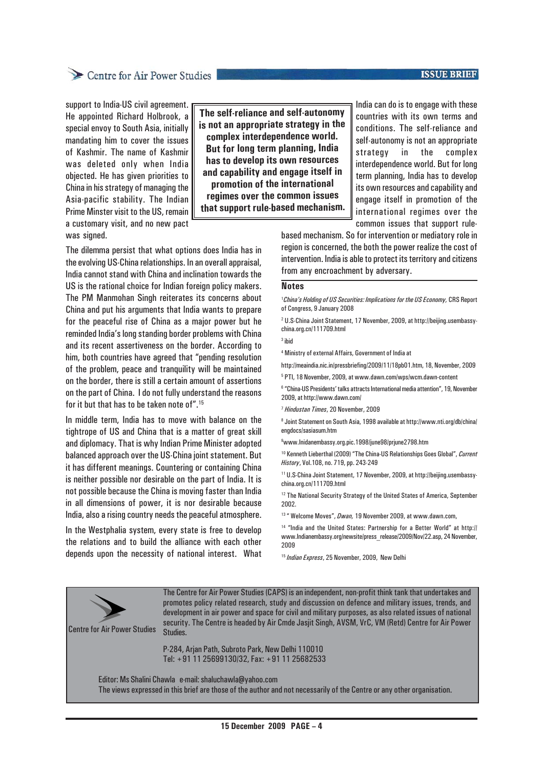support to India-US civil agreement. He appointed Richard Holbrook, a special envoy to South Asia, initially mandating him to cover the issues of Kashmir. The name of Kashmir was deleted only when India objected. He has given priorities to China in his strategy of managing the Asia-pacific stability. The Indian Prime Minster visit to the US, remain a customary visit, and no new pact was signed.

The dilemma persist that what options does India has in the evolving US-China relationships. In an overall appraisal, India cannot stand with China and inclination towards the US is the rational choice for Indian foreign policy makers. The PM Manmohan Singh reiterates its concerns about China and put his arguments that India wants to prepare for the peaceful rise of China as a major power but he reminded India's long standing border problems with China and its recent assertiveness on the border. According to him, both countries have agreed that "pending resolution of the problem, peace and tranquility will be maintained on the border, there is still a certain amount of assertions on the part of China. I do not fully understand the reasons for it but that has to be taken note of".[15]

In middle term, India has to move with balance on the tightrope of US and China that is a matter of great skill and diplomacy. That is why Indian Prime Minister adopted balanced approach over the US-China joint statement. But it has different meanings. Countering or containing China is neither possible nor desirable on the part of India. It is not possible because the China is moving faster than India in all dimensions of power, it is nor desirable because India, also a rising country needs the peaceful atmosphere.

In the Westphalia system, every state is free to develop the relations and to build the alliance with each other depends upon the necessity of national interest. What India can do is to engage with these countries with its own terms and conditions. The self-reliance and self-autonomy is not an appropriate strategy in the complex interdependence world. But for long term planning, India has to develop its own resources and capability and engage itself in promotion of the international regimes over the common issues that support rule-based mechanism. So for intervention or mediatory role in region is concerned, the both the power realize the cost of intervention. India is able to protect its territory and citizens from any encroachment by adversary.

**The self-reliance and self-autonomy is not an appropriate strategy in the complex interdependence world. But for long term planning, India has to develop its own resources and capability and engage itself in promotion of the international regimes over the common issues that support rule-based mechanism.**

## Notes

1 *China's Holding of US Securities: Implications for the US Economy,* CRS Report of Congress, 9 January 2008

2 U.S-China Joint Statement, 17 November, 2009, at http://beijing.usembassy-china.org.cn/111709.html

3 ibid

4 Ministry of external Affairs, Government of India at http://meaindia.nic.in/pressbriefing/2009/11/18pb01.htm, 18, November, 2009

5 PTI, 18 November, 2009, at www.dawn.com/wps/wcm.dawn-content

6 "China-US Presidents' talks attracts International media attention", 19, November 2009, at http://www.dawn.com/

7 *Hindustan Times*, 20 November, 2009

8 Joint Statement on South Asia, 1998 available at http://www.nti.org/db/china/engdocs/sasiasum.htm

9 www.Inidanembassy.org.pic.1998/june98/prjune2798.htm

10 Kenneth Lieberthal (2009) "The China-US Relationships Goes Global", *Current History*, Vol.108, no. 719, pp. 243-249

11 U.S-China Joint Statement, 17 November, 2009, at http://beijing.usembassy-china.org.cn/111709.html

12 The National Security Strategy of the United States of America, September 2002.

13 " Welcome Moves", *Dwan,* 19 November 2009, at www.dawn.com,

14 "India and the United States: Partnership for a Better World" at http://www.Indianembassy.org/newsite/press_release/2009/Nov/22.asp, 24 November, 2009

15 *Indian Express*, 25 November, 2009, New Delhi

Centre for Air Power Studies

The Centre for Air Power Studies (CAPS) is an independent, non-profit think tank that undertakes and promotes policy related research, study and discussion on defence and military issues, trends, and development in air power and space for civil and military purposes, as also related issues of national security. The Centre is headed by Air Cmde Jasjit Singh, AVSM, VrC, VM (Retd) Centre for Air Power Studies.

P-284, Arjan Path, Subroto Park, New Delhi 110010
Tel: +91 11 25699130/32, Fax: +91 11 25682533

Editor: Ms Shalini Chawla e-mail: shaluchawla@yahoo.com
The views expressed in this brief are those of the author and not necessarily of the Centre or any other organisation.

15 December 2009